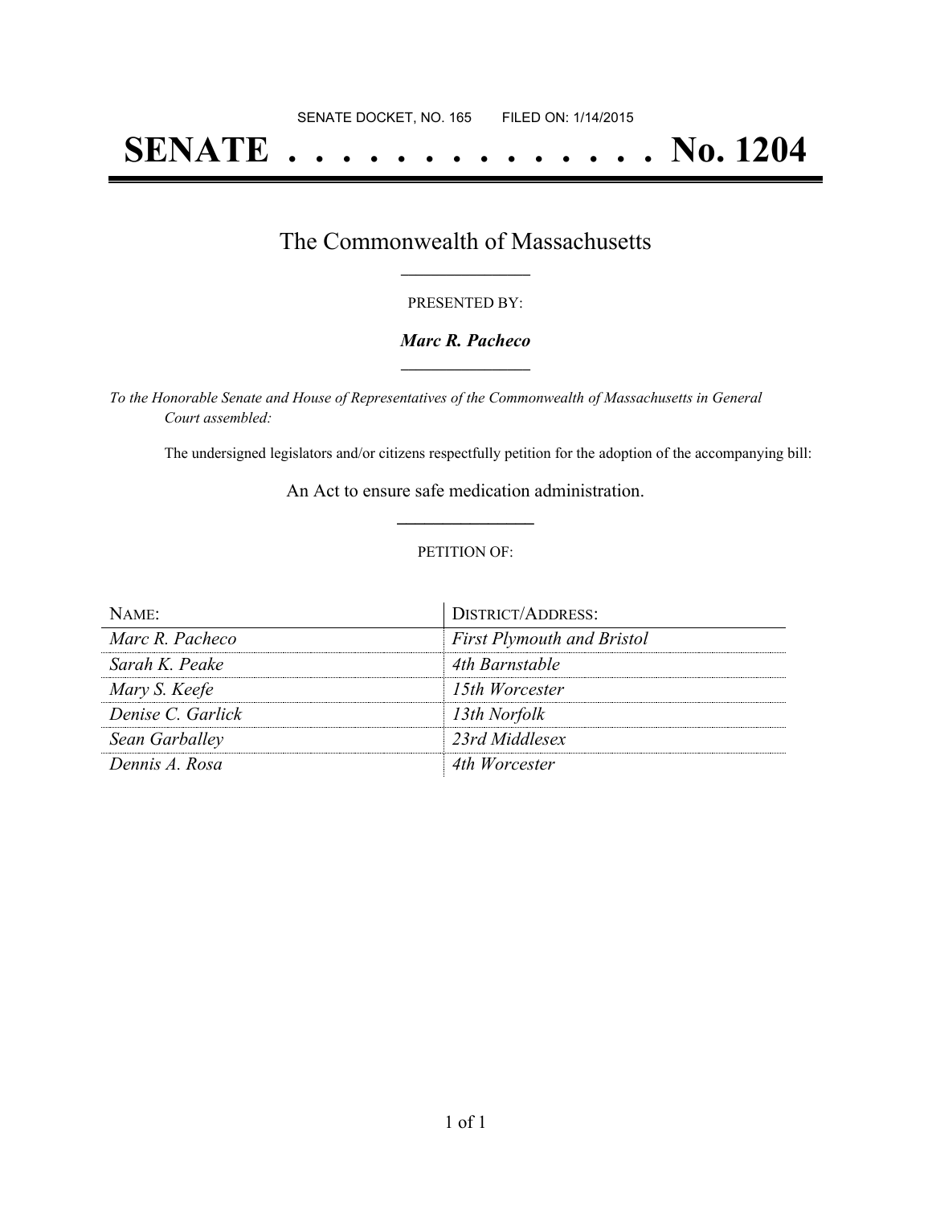SENATE DOCKET, NO. 165        FILED ON: 1/14/2015

# SENATE . . . . . . . . . . . . . . No. 1204

## The Commonwealth of Massachusetts

PRESENTED BY:

***Marc R. Pacheco***

*To the Honorable Senate and House of Representatives of the Commonwealth of Massachusetts in General Court assembled:*

The undersigned legislators and/or citizens respectfully petition for the adoption of the accompanying bill:

An Act to ensure safe medication administration.

PETITION OF:

| NAME: | DISTRICT/ADDRESS: |
| --- | --- |
| *Marc R. Pacheco* | *First Plymouth and Bristol* |
| *Sarah K. Peake* | *4th Barnstable* |
| *Mary S. Keefe* | *15th Worcester* |
| *Denise C. Garlick* | *13th Norfolk* |
| *Sean Garballey* | *23rd Middlesex* |
| *Dennis A. Rosa* | *4th Worcester* |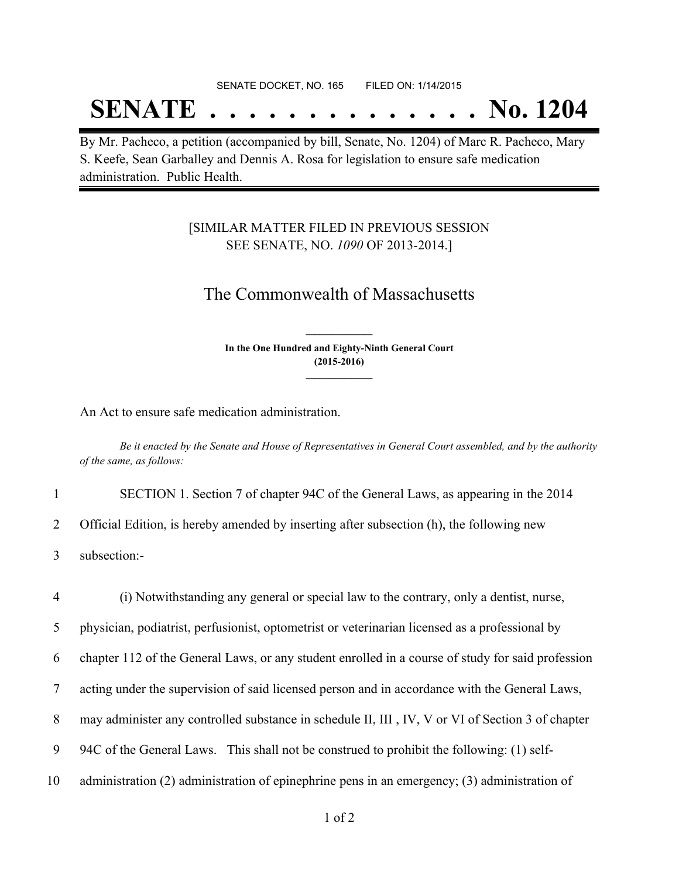SENATE DOCKET, NO. 165 FILED ON: 1/14/2015

# SENATE . . . . . . . . . . . . . . No. 1204

By Mr. Pacheco, a petition (accompanied by bill, Senate, No. 1204) of Marc R. Pacheco, Mary S. Keefe, Sean Garballey and Dennis A. Rosa for legislation to ensure safe medication administration. Public Health.

[SIMILAR MATTER FILED IN PREVIOUS SESSION SEE SENATE, NO. *1090* OF 2013-2014.]

## The Commonwealth of Massachusetts

**In the One Hundred and Eighty-Ninth General Court (2015-2016)**

An Act to ensure safe medication administration.

*Be it enacted by the Senate and House of Representatives in General Court assembled, and by the authority of the same, as follows:*

1 SECTION 1. Section 7 of chapter 94C of the General Laws, as appearing in the 2014
2 Official Edition, is hereby amended by inserting after subsection (h), the following new
3 subsection:-

4 (i) Notwithstanding any general or special law to the contrary, only a dentist, nurse,
5 physician, podiatrist, perfusionist, optometrist or veterinarian licensed as a professional by
6 chapter 112 of the General Laws, or any student enrolled in a course of study for said profession
7 acting under the supervision of said licensed person and in accordance with the General Laws,
8 may administer any controlled substance in schedule II, III , IV, V or VI of Section 3 of chapter
9 94C of the General Laws. This shall not be construed to prohibit the following: (1) self-
10 administration (2) administration of epinephrine pens in an emergency; (3) administration of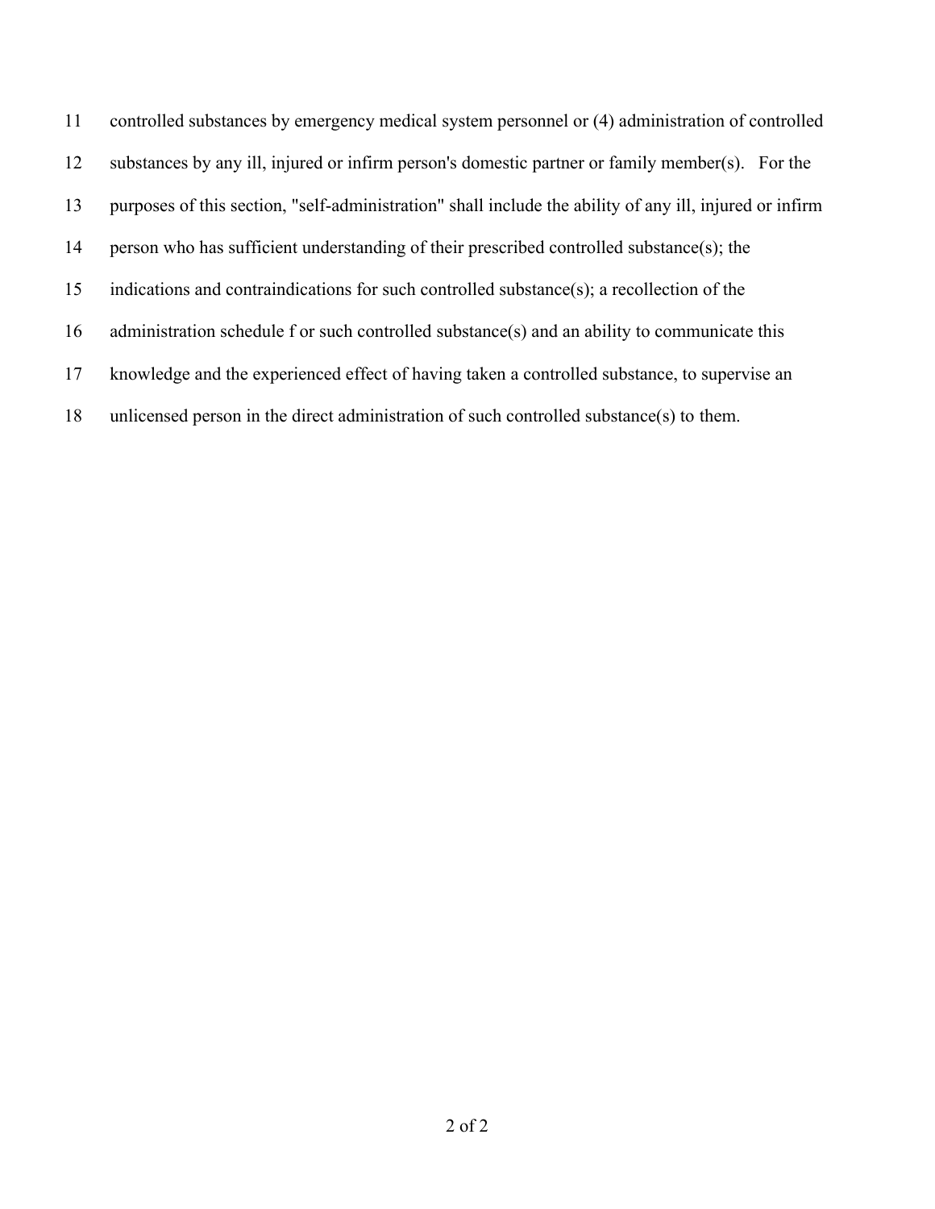11 controlled substances by emergency medical system personnel or (4) administration of controlled

12 substances by any ill, injured or infirm person's domestic partner or family member(s). For the

13 purposes of this section, "self-administration" shall include the ability of any ill, injured or infirm

14 person who has sufficient understanding of their prescribed controlled substance(s); the

15 indications and contraindications for such controlled substance(s); a recollection of the

16 administration schedule f or such controlled substance(s) and an ability to communicate this

17 knowledge and the experienced effect of having taken a controlled substance, to supervise an

18 unlicensed person in the direct administration of such controlled substance(s) to them.